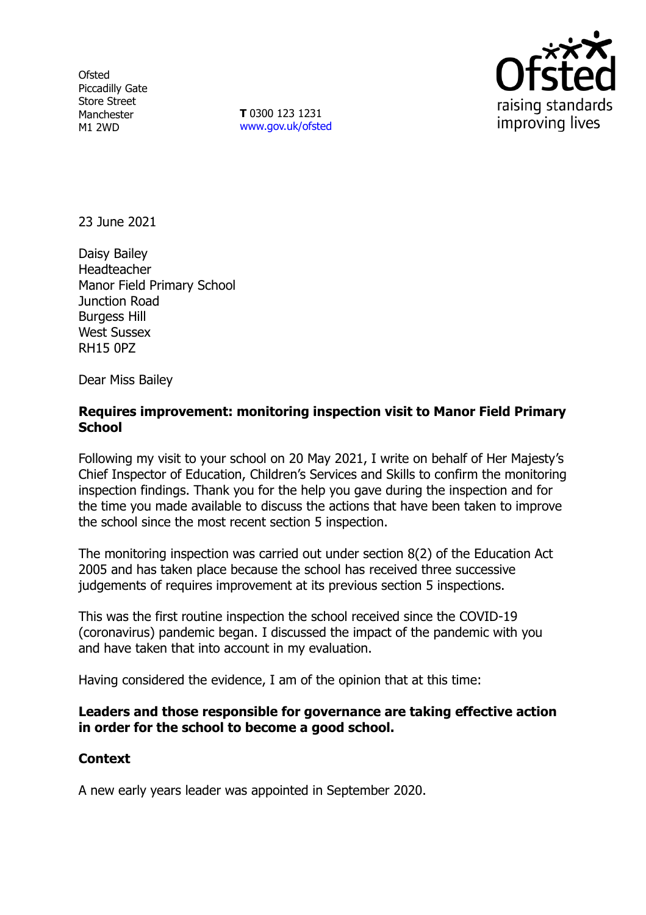Ofsted
Piccadilly Gate
Store Street
Manchester
M1 2WD

**T** 0300 123 1231
www.gov.uk/ofsted

23 June 2021

Daisy Bailey
Headteacher
Manor Field Primary School
Junction Road
Burgess Hill
West Sussex
RH15 0PZ

Dear Miss Bailey

**Requires improvement: monitoring inspection visit to Manor Field Primary School**

Following my visit to your school on 20 May 2021, I write on behalf of Her Majesty's Chief Inspector of Education, Children's Services and Skills to confirm the monitoring inspection findings. Thank you for the help you gave during the inspection and for the time you made available to discuss the actions that have been taken to improve the school since the most recent section 5 inspection.

The monitoring inspection was carried out under section 8(2) of the Education Act 2005 and has taken place because the school has received three successive judgements of requires improvement at its previous section 5 inspections.

This was the first routine inspection the school received since the COVID-19 (coronavirus) pandemic began. I discussed the impact of the pandemic with you and have taken that into account in my evaluation.

Having considered the evidence, I am of the opinion that at this time:

**Leaders and those responsible for governance are taking effective action in order for the school to become a good school.**

## Context

A new early years leader was appointed in September 2020.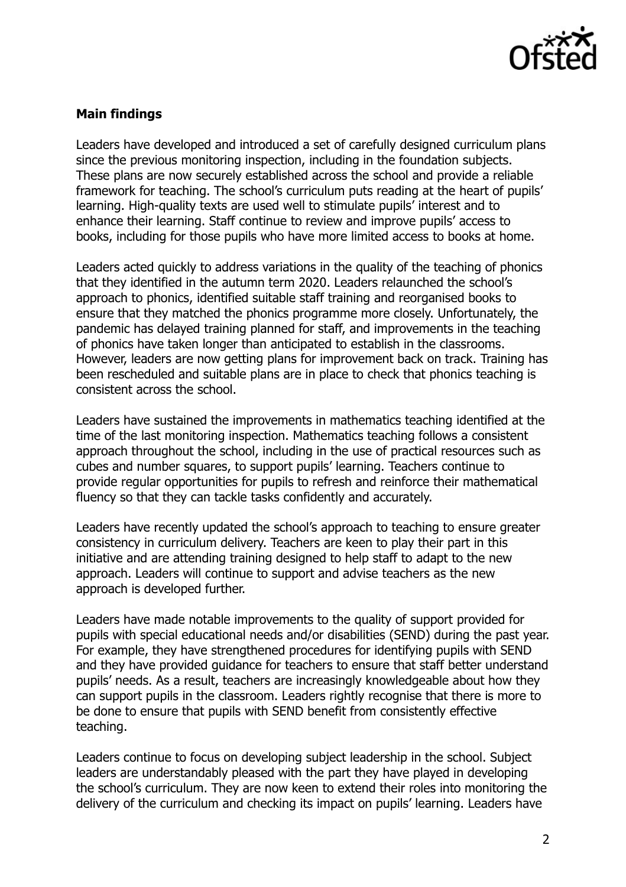**Main findings**

Leaders have developed and introduced a set of carefully designed curriculum plans since the previous monitoring inspection, including in the foundation subjects. These plans are now securely established across the school and provide a reliable framework for teaching. The school's curriculum puts reading at the heart of pupils' learning. High-quality texts are used well to stimulate pupils' interest and to enhance their learning. Staff continue to review and improve pupils' access to books, including for those pupils who have more limited access to books at home.

Leaders acted quickly to address variations in the quality of the teaching of phonics that they identified in the autumn term 2020. Leaders relaunched the school's approach to phonics, identified suitable staff training and reorganised books to ensure that they matched the phonics programme more closely. Unfortunately, the pandemic has delayed training planned for staff, and improvements in the teaching of phonics have taken longer than anticipated to establish in the classrooms. However, leaders are now getting plans for improvement back on track. Training has been rescheduled and suitable plans are in place to check that phonics teaching is consistent across the school.

Leaders have sustained the improvements in mathematics teaching identified at the time of the last monitoring inspection. Mathematics teaching follows a consistent approach throughout the school, including in the use of practical resources such as cubes and number squares, to support pupils' learning. Teachers continue to provide regular opportunities for pupils to refresh and reinforce their mathematical fluency so that they can tackle tasks confidently and accurately.

Leaders have recently updated the school's approach to teaching to ensure greater consistency in curriculum delivery. Teachers are keen to play their part in this initiative and are attending training designed to help staff to adapt to the new approach. Leaders will continue to support and advise teachers as the new approach is developed further.

Leaders have made notable improvements to the quality of support provided for pupils with special educational needs and/or disabilities (SEND) during the past year. For example, they have strengthened procedures for identifying pupils with SEND and they have provided guidance for teachers to ensure that staff better understand pupils' needs. As a result, teachers are increasingly knowledgeable about how they can support pupils in the classroom. Leaders rightly recognise that there is more to be done to ensure that pupils with SEND benefit from consistently effective teaching.

Leaders continue to focus on developing subject leadership in the school. Subject leaders are understandably pleased with the part they have played in developing the school's curriculum. They are now keen to extend their roles into monitoring the delivery of the curriculum and checking its impact on pupils' learning. Leaders have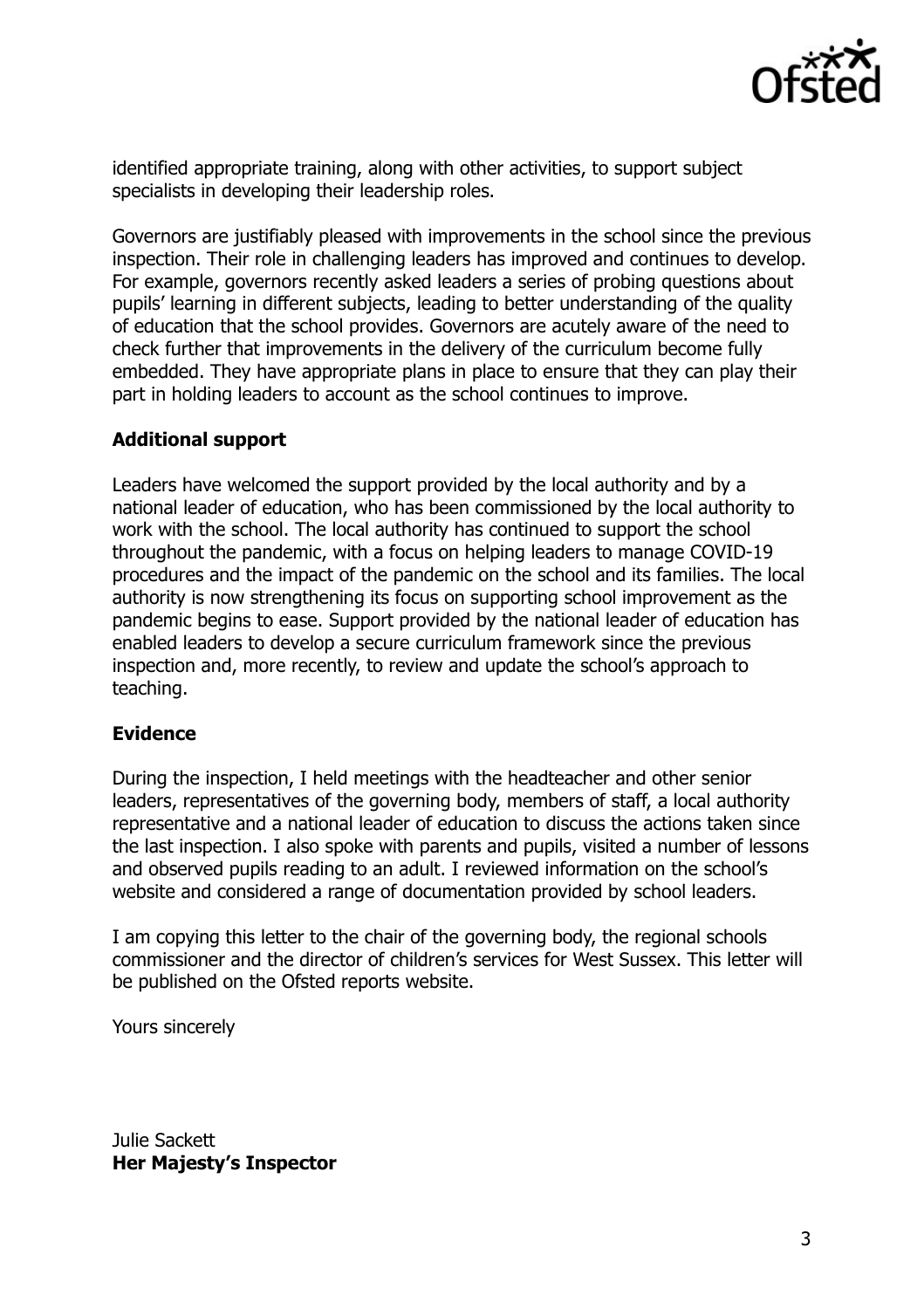identified appropriate training, along with other activities, to support subject specialists in developing their leadership roles.

Governors are justifiably pleased with improvements in the school since the previous inspection. Their role in challenging leaders has improved and continues to develop. For example, governors recently asked leaders a series of probing questions about pupils' learning in different subjects, leading to better understanding of the quality of education that the school provides. Governors are acutely aware of the need to check further that improvements in the delivery of the curriculum become fully embedded. They have appropriate plans in place to ensure that they can play their part in holding leaders to account as the school continues to improve.

**Additional support**

Leaders have welcomed the support provided by the local authority and by a national leader of education, who has been commissioned by the local authority to work with the school. The local authority has continued to support the school throughout the pandemic, with a focus on helping leaders to manage COVID-19 procedures and the impact of the pandemic on the school and its families. The local authority is now strengthening its focus on supporting school improvement as the pandemic begins to ease. Support provided by the national leader of education has enabled leaders to develop a secure curriculum framework since the previous inspection and, more recently, to review and update the school's approach to teaching.

**Evidence**

During the inspection, I held meetings with the headteacher and other senior leaders, representatives of the governing body, members of staff, a local authority representative and a national leader of education to discuss the actions taken since the last inspection. I also spoke with parents and pupils, visited a number of lessons and observed pupils reading to an adult. I reviewed information on the school's website and considered a range of documentation provided by school leaders.

I am copying this letter to the chair of the governing body, the regional schools commissioner and the director of children's services for West Sussex. This letter will be published on the Ofsted reports website.

Yours sincerely

Julie Sackett
**Her Majesty's Inspector**